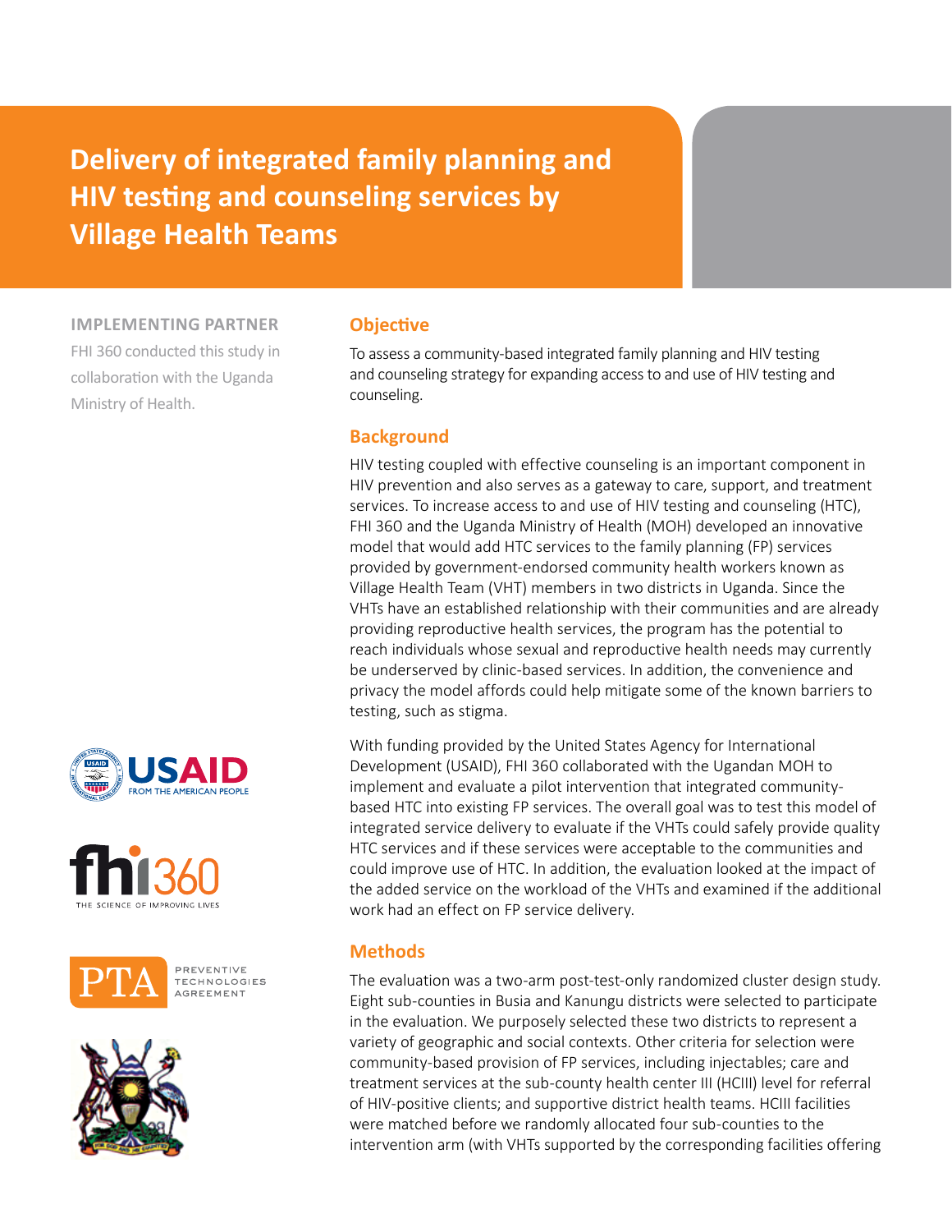# Delivery of integrated family planning and HIV testing and counseling services by Village Health Teams

**IMPLEMENTING PARTNER**

FHI 360 conducted this study in collaboration with the Uganda Ministry of Health.

## Objective

To assess a community-based integrated family planning and HIV testing and counseling strategy for expanding access to and use of HIV testing and counseling.

## Background

HIV testing coupled with effective counseling is an important component in HIV prevention and also serves as a gateway to care, support, and treatment services. To increase access to and use of HIV testing and counseling (HTC), FHI 360 and the Uganda Ministry of Health (MOH) developed an innovative model that would add HTC services to the family planning (FP) services provided by government-endorsed community health workers known as Village Health Team (VHT) members in two districts in Uganda. Since the VHTs have an established relationship with their communities and are already providing reproductive health services, the program has the potential to reach individuals whose sexual and reproductive health needs may currently be underserved by clinic-based services. In addition, the convenience and privacy the model affords could help mitigate some of the known barriers to testing, such as stigma.

With funding provided by the United States Agency for International Development (USAID), FHI 360 collaborated with the Ugandan MOH to implement and evaluate a pilot intervention that integrated community-based HTC into existing FP services. The overall goal was to test this model of integrated service delivery to evaluate if the VHTs could safely provide quality HTC services and if these services were acceptable to the communities and could improve use of HTC. In addition, the evaluation looked at the impact of the added service on the workload of the VHTs and examined if the additional work had an effect on FP service delivery.

## Methods

The evaluation was a two-arm post-test-only randomized cluster design study. Eight sub-counties in Busia and Kanungu districts were selected to participate in the evaluation. We purposely selected these two districts to represent a variety of geographic and social contexts. Other criteria for selection were community-based provision of FP services, including injectables; care and treatment services at the sub-county health center III (HCIII) level for referral of HIV-positive clients; and supportive district health teams. HCIII facilities were matched before we randomly allocated four sub-counties to the intervention arm (with VHTs supported by the corresponding facilities offering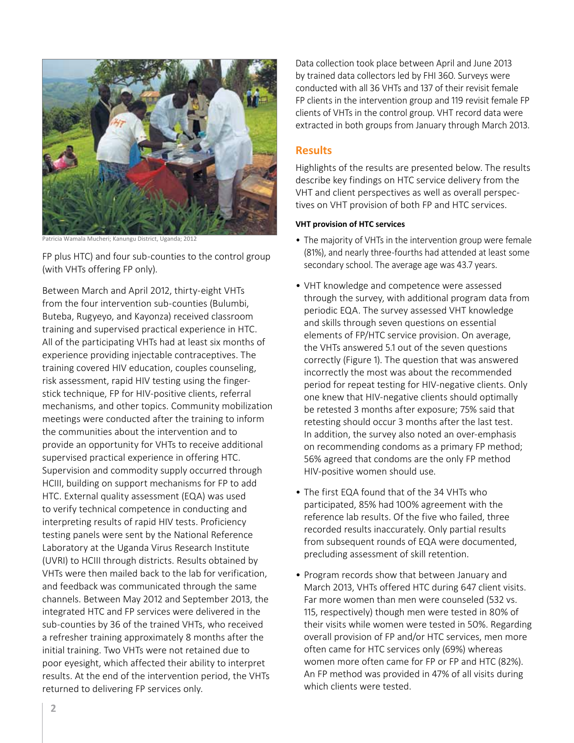Patricia Wamala Mucheri; Kanungu District, Uganda; 2012

FP plus HTC) and four sub-counties to the control group (with VHTs offering FP only).

Between March and April 2012, thirty-eight VHTs from the four intervention sub-counties (Bulumbi, Buteba, Rugyeyo, and Kayonza) received classroom training and supervised practical experience in HTC. All of the participating VHTs had at least six months of experience providing injectable contraceptives. The training covered HIV education, couples counseling, risk assessment, rapid HIV testing using the finger-stick technique, FP for HIV-positive clients, referral mechanisms, and other topics. Community mobilization meetings were conducted after the training to inform the communities about the intervention and to provide an opportunity for VHTs to receive additional supervised practical experience in offering HTC. Supervision and commodity supply occurred through HCIII, building on support mechanisms for FP to add HTC. External quality assessment (EQA) was used to verify technical competence in conducting and interpreting results of rapid HIV tests. Proficiency testing panels were sent by the National Reference Laboratory at the Uganda Virus Research Institute (UVRI) to HCIII through districts. Results obtained by VHTs were then mailed back to the lab for verification, and feedback was communicated through the same channels. Between May 2012 and September 2013, the integrated HTC and FP services were delivered in the sub-counties by 36 of the trained VHTs, who received a refresher training approximately 8 months after the initial training. Two VHTs were not retained due to poor eyesight, which affected their ability to interpret results. At the end of the intervention period, the VHTs returned to delivering FP services only.

Data collection took place between April and June 2013 by trained data collectors led by FHI 360. Surveys were conducted with all 36 VHTs and 137 of their revisit female FP clients in the intervention group and 119 revisit female FP clients of VHTs in the control group. VHT record data were extracted in both groups from January through March 2013.

## Results

Highlights of the results are presented below. The results describe key findings on HTC service delivery from the VHT and client perspectives as well as overall perspectives on VHT provision of both FP and HTC services.

#### VHT provision of HTC services

- The majority of VHTs in the intervention group were female (81%), and nearly three-fourths had attended at least some secondary school. The average age was 43.7 years.
- VHT knowledge and competence were assessed through the survey, with additional program data from periodic EQA. The survey assessed VHT knowledge and skills through seven questions on essential elements of FP/HTC service provision. On average, the VHTs answered 5.1 out of the seven questions correctly (Figure 1). The question that was answered incorrectly the most was about the recommended period for repeat testing for HIV-negative clients. Only one knew that HIV-negative clients should optimally be retested 3 months after exposure; 75% said that retesting should occur 3 months after the last test. In addition, the survey also noted an over-emphasis on recommending condoms as a primary FP method; 56% agreed that condoms are the only FP method HIV-positive women should use.
- The first EQA found that of the 34 VHTs who participated, 85% had 100% agreement with the reference lab results. Of the five who failed, three recorded results inaccurately. Only partial results from subsequent rounds of EQA were documented, precluding assessment of skill retention.
- Program records show that between January and March 2013, VHTs offered HTC during 647 client visits. Far more women than men were counseled (532 vs. 115, respectively) though men were tested in 80% of their visits while women were tested in 50%. Regarding overall provision of FP and/or HTC services, men more often came for HTC services only (69%) whereas women more often came for FP or FP and HTC (82%). An FP method was provided in 47% of all visits during which clients were tested.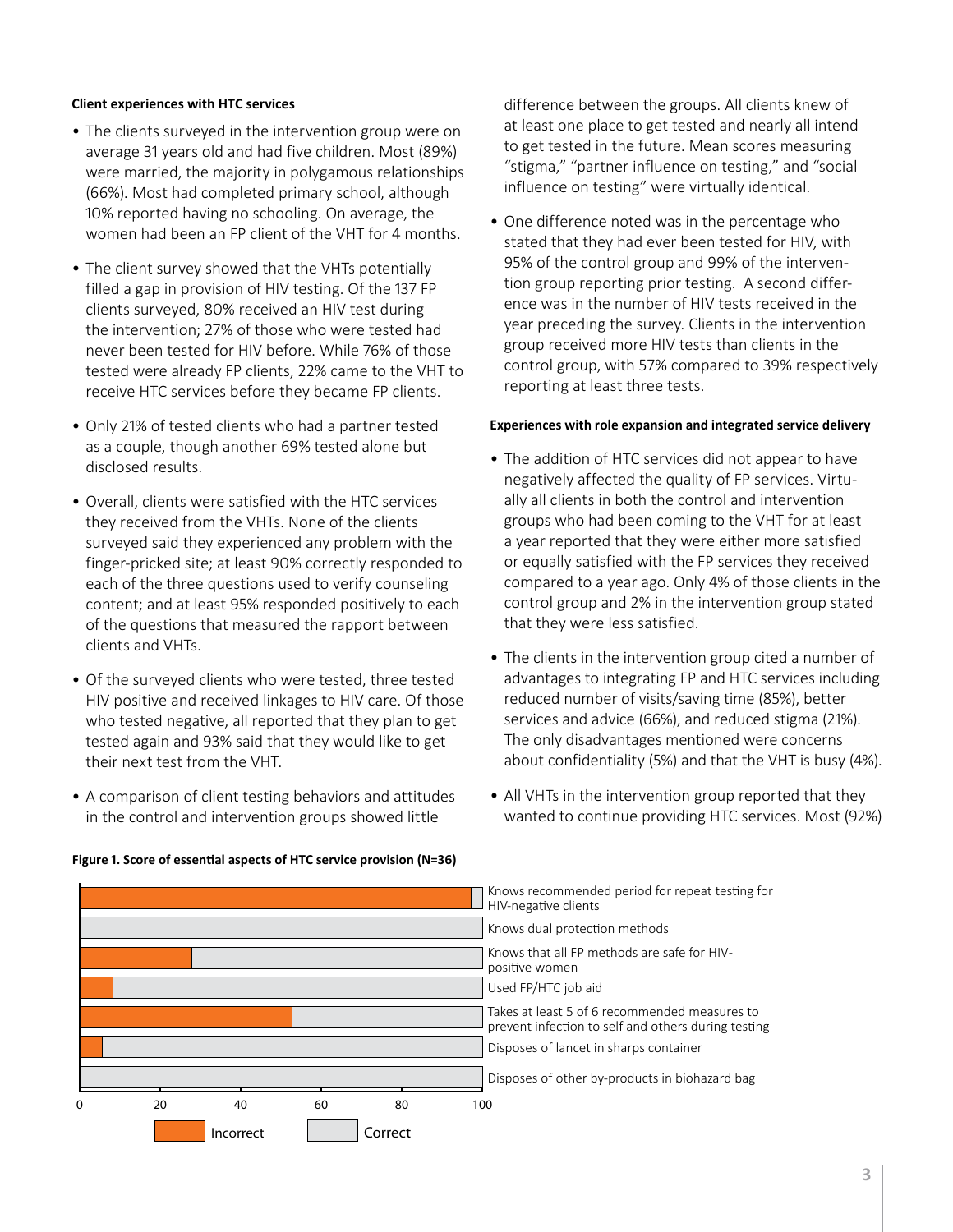**Client experiences with HTC services**

- The clients surveyed in the intervention group were on average 31 years old and had five children. Most (89%) were married, the majority in polygamous relationships (66%). Most had completed primary school, although 10% reported having no schooling. On average, the women had been an FP client of the VHT for 4 months.
- The client survey showed that the VHTs potentially filled a gap in provision of HIV testing. Of the 137 FP clients surveyed, 80% received an HIV test during the intervention; 27% of those who were tested had never been tested for HIV before. While 76% of those tested were already FP clients, 22% came to the VHT to receive HTC services before they became FP clients.
- Only 21% of tested clients who had a partner tested as a couple, though another 69% tested alone but disclosed results.
- Overall, clients were satisfied with the HTC services they received from the VHTs. None of the clients surveyed said they experienced any problem with the finger-pricked site; at least 90% correctly responded to each of the three questions used to verify counseling content; and at least 95% responded positively to each of the questions that measured the rapport between clients and VHTs.
- Of the surveyed clients who were tested, three tested HIV positive and received linkages to HIV care. Of those who tested negative, all reported that they plan to get tested again and 93% said that they would like to get their next test from the VHT.
- A comparison of client testing behaviors and attitudes in the control and intervention groups showed little difference between the groups. All clients knew of at least one place to get tested and nearly all intend to get tested in the future. Mean scores measuring "stigma," "partner influence on testing," and "social influence on testing" were virtually identical.
- One difference noted was in the percentage who stated that they had ever been tested for HIV, with 95% of the control group and 99% of the intervention group reporting prior testing. A second difference was in the number of HIV tests received in the year preceding the survey. Clients in the intervention group received more HIV tests than clients in the control group, with 57% compared to 39% respectively reporting at least three tests.

**Experiences with role expansion and integrated service delivery**

- The addition of HTC services did not appear to have negatively affected the quality of FP services. Virtually all clients in both the control and intervention groups who had been coming to the VHT for at least a year reported that they were either more satisfied or equally satisfied with the FP services they received compared to a year ago. Only 4% of those clients in the control group and 2% in the intervention group stated that they were less satisfied.
- The clients in the intervention group cited a number of advantages to integrating FP and HTC services including reduced number of visits/saving time (85%), better services and advice (66%), and reduced stigma (21%). The only disadvantages mentioned were concerns about confidentiality (5%) and that the VHT is busy (4%).
- All VHTs in the intervention group reported that they wanted to continue providing HTC services. Most (92%)

**Figure 1. Score of essential aspects of HTC service provision (N=36)**

| Aspect | Incorrect (approx. %) | Correct (approx. %) |
|---|---|---|
| Knows recommended period for repeat testing for HIV-negative clients | 97 | 3 |
| Knows dual protection methods | 0 | 100 |
| Knows that all FP methods are safe for HIV-positive women | 28 | 72 |
| Used FP/HTC job aid | 8 | 92 |
| Takes at least 5 of 6 recommended measures to prevent infection to self and others during testing | 53 | 47 |
| Disposes of lancet in sharps container | 6 | 94 |
| Disposes of other by-products in biohazard bag | 0 | 100 |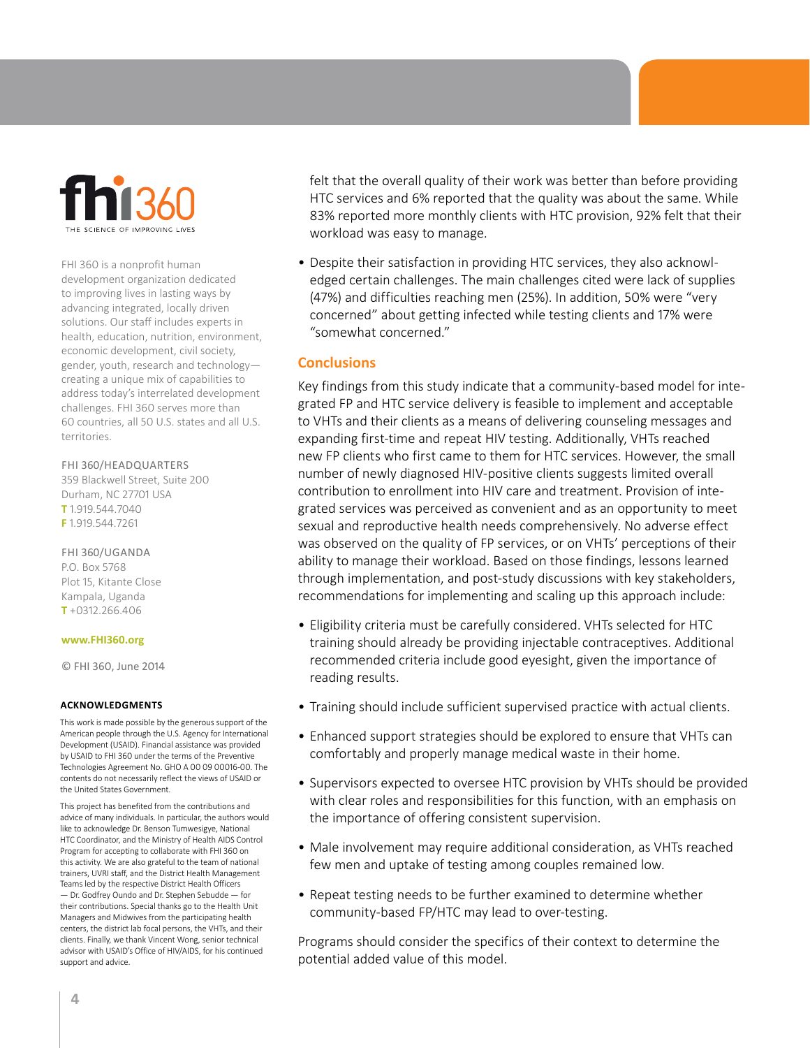felt that the overall quality of their work was better than before providing HTC services and 6% reported that the quality was about the same. While 83% reported more monthly clients with HTC provision, 92% felt that their workload was easy to manage.

- Despite their satisfaction in providing HTC services, they also acknowledged certain challenges. The main challenges cited were lack of supplies (47%) and difficulties reaching men (25%). In addition, 50% were "very concerned" about getting infected while testing clients and 17% were "somewhat concerned."

## Conclusions

Key findings from this study indicate that a community-based model for integrated FP and HTC service delivery is feasible to implement and acceptable to VHTs and their clients as a means of delivering counseling messages and expanding first-time and repeat HIV testing. Additionally, VHTs reached new FP clients who first came to them for HTC services. However, the small number of newly diagnosed HIV-positive clients suggests limited overall contribution to enrollment into HIV care and treatment. Provision of integrated services was perceived as convenient and as an opportunity to meet sexual and reproductive health needs comprehensively. No adverse effect was observed on the quality of FP services, or on VHTs' perceptions of their ability to manage their workload. Based on those findings, lessons learned through implementation, and post-study discussions with key stakeholders, recommendations for implementing and scaling up this approach include:

- Eligibility criteria must be carefully considered. VHTs selected for HTC training should already be providing injectable contraceptives. Additional recommended criteria include good eyesight, given the importance of reading results.
- Training should include sufficient supervised practice with actual clients.
- Enhanced support strategies should be explored to ensure that VHTs can comfortably and properly manage medical waste in their home.
- Supervisors expected to oversee HTC provision by VHTs should be provided with clear roles and responsibilities for this function, with an emphasis on the importance of offering consistent supervision.
- Male involvement may require additional consideration, as VHTs reached few men and uptake of testing among couples remained low.
- Repeat testing needs to be further examined to determine whether community-based FP/HTC may lead to over-testing.

Programs should consider the specifics of their context to determine the potential added value of this model.

fhi360
THE SCIENCE OF IMPROVING LIVES

FHI 360 is a nonprofit human development organization dedicated to improving lives in lasting ways by advancing integrated, locally driven solutions. Our staff includes experts in health, education, nutrition, environment, economic development, civil society, gender, youth, research and technology— creating a unique mix of capabilities to address today's interrelated development challenges. FHI 360 serves more than 60 countries, all 50 U.S. states and all U.S. territories.

FHI 360/HEADQUARTERS
359 Blackwell Street, Suite 200
Durham, NC 27701 USA
T 1.919.544.7040
F 1.919.544.7261

FHI 360/UGANDA
P.O. Box 5768
Plot 15, Kitante Close
Kampala, Uganda
T +0312.266.406

**www.FHI360.org**

© FHI 360, June 2014

**ACKNOWLEDGMENTS**

This work is made possible by the generous support of the American people through the U.S. Agency for International Development (USAID). Financial assistance was provided by USAID to FHI 360 under the terms of the Preventive Technologies Agreement No. GHO A 00 09 00016-00. The contents do not necessarily reflect the views of USAID or the United States Government.

This project has benefited from the contributions and advice of many individuals. In particular, the authors would like to acknowledge Dr. Benson Tumwesigye, National HTC Coordinator, and the Ministry of Health AIDS Control Program for accepting to collaborate with FHI 360 on this activity. We are also grateful to the team of national trainers, UVRI staff, and the District Health Management Teams led by the respective District Health Officers — Dr. Godfrey Oundo and Dr. Stephen Sebudde — for their contributions. Special thanks go to the Health Unit Managers and Midwives from the participating health centers, the district lab focal persons, the VHTs, and their clients. Finally, we thank Vincent Wong, senior technical advisor with USAID's Office of HIV/AIDS, for his continued support and advice.